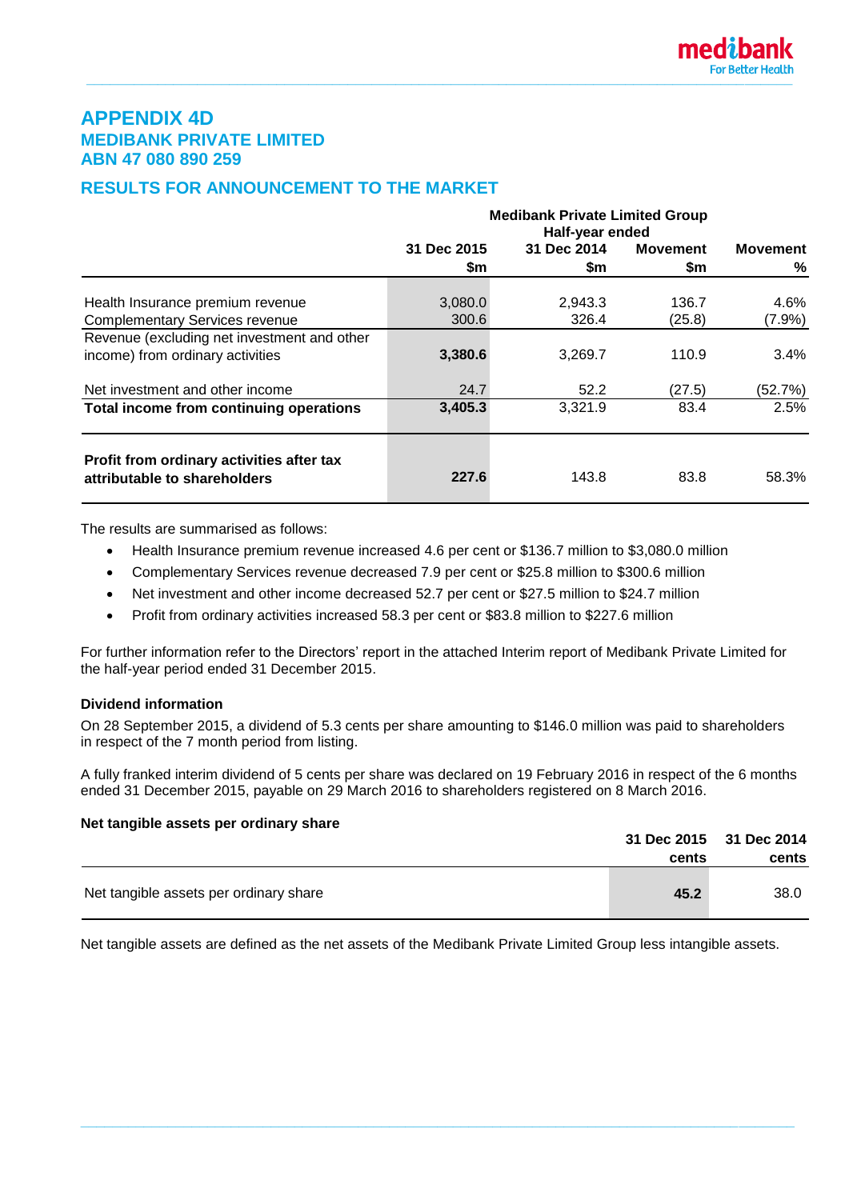# APPENDIX 4D
## MEDIBANK PRIVATE LIMITED
## ABN 47 080 890 259

## RESULTS FOR ANNOUNCEMENT TO THE MARKET

| | Medibank Private Limited Group Half-year ended | | | |
|---|---|---|---|---|
| | 31 Dec 2015 $m | 31 Dec 2014 $m | Movement $m | Movement % |
| Health Insurance premium revenue | 3,080.0 | 2,943.3 | 136.7 | 4.6% |
| Complementary Services revenue | 300.6 | 326.4 | (25.8) | (7.9%) |
| Revenue (excluding net investment and other income) from ordinary activities | **3,380.6** | 3,269.7 | 110.9 | 3.4% |
| Net investment and other income | 24.7 | 52.2 | (27.5) | (52.7%) |
| **Total income from continuing operations** | **3,405.3** | 3,321.9 | 83.4 | 2.5% |
| **Profit from ordinary activities after tax attributable to shareholders** | **227.6** | 143.8 | 83.8 | 58.3% |

The results are summarised as follows:

- Health Insurance premium revenue increased 4.6 per cent or $136.7 million to $3,080.0 million
- Complementary Services revenue decreased 7.9 per cent or $25.8 million to $300.6 million
- Net investment and other income decreased 52.7 per cent or $27.5 million to $24.7 million
- Profit from ordinary activities increased 58.3 per cent or $83.8 million to $227.6 million

For further information refer to the Directors' report in the attached Interim report of Medibank Private Limited for the half-year period ended 31 December 2015.

**Dividend information**

On 28 September 2015, a dividend of 5.3 cents per share amounting to $146.0 million was paid to shareholders in respect of the 7 month period from listing.

A fully franked interim dividend of 5 cents per share was declared on 19 February 2016 in respect of the 6 months ended 31 December 2015, payable on 29 March 2016 to shareholders registered on 8 March 2016.

**Net tangible assets per ordinary share**

| | 31 Dec 2015 cents | 31 Dec 2014 cents |
|---|---|---|
| Net tangible assets per ordinary share | **45.2** | 38.0 |

Net tangible assets are defined as the net assets of the Medibank Private Limited Group less intangible assets.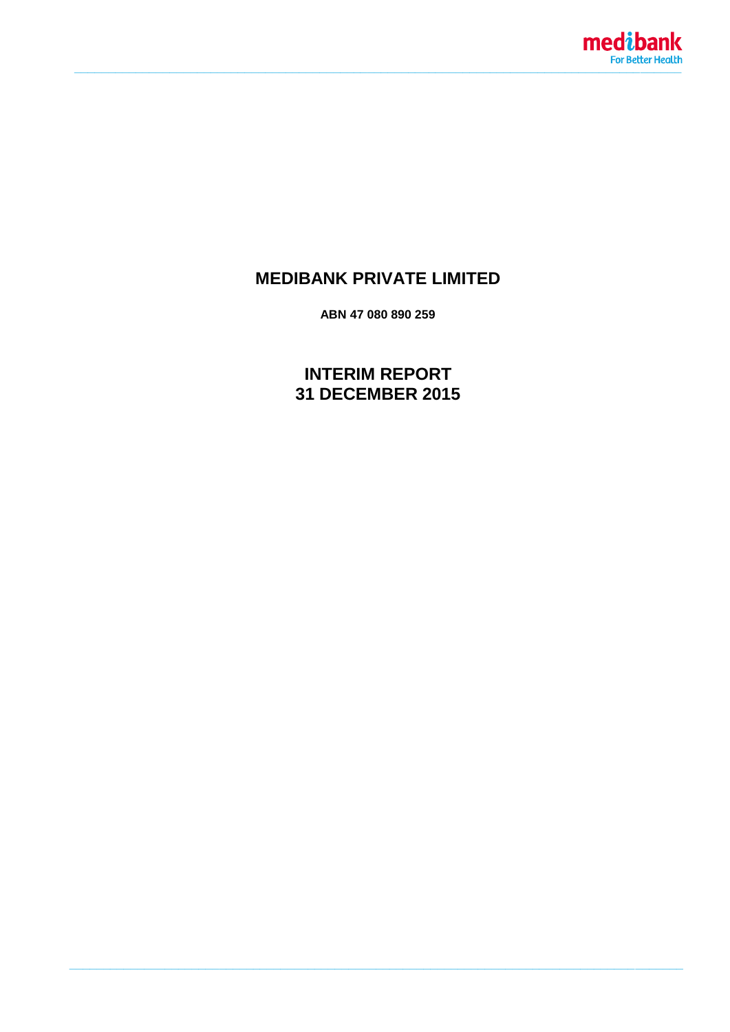# MEDIBANK PRIVATE LIMITED

**ABN 47 080 890 259**

## INTERIM REPORT
## 31 DECEMBER 2015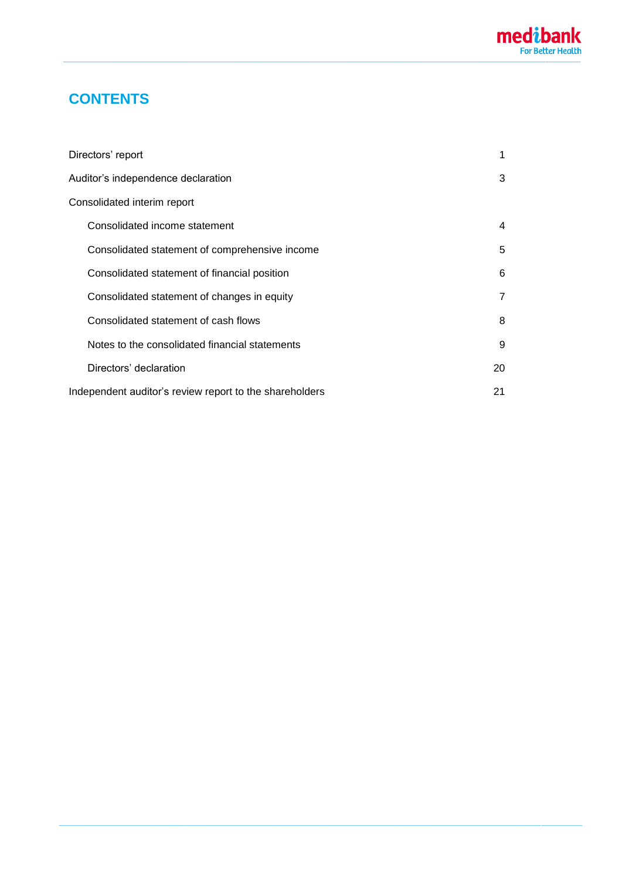# CONTENTS

| | |
|---|---|
| Directors' report | 1 |
| Auditor's independence declaration | 3 |
| Consolidated interim report | |
| Consolidated income statement | 4 |
| Consolidated statement of comprehensive income | 5 |
| Consolidated statement of financial position | 6 |
| Consolidated statement of changes in equity | 7 |
| Consolidated statement of cash flows | 8 |
| Notes to the consolidated financial statements | 9 |
| Directors' declaration | 20 |
| Independent auditor's review report to the shareholders | 21 |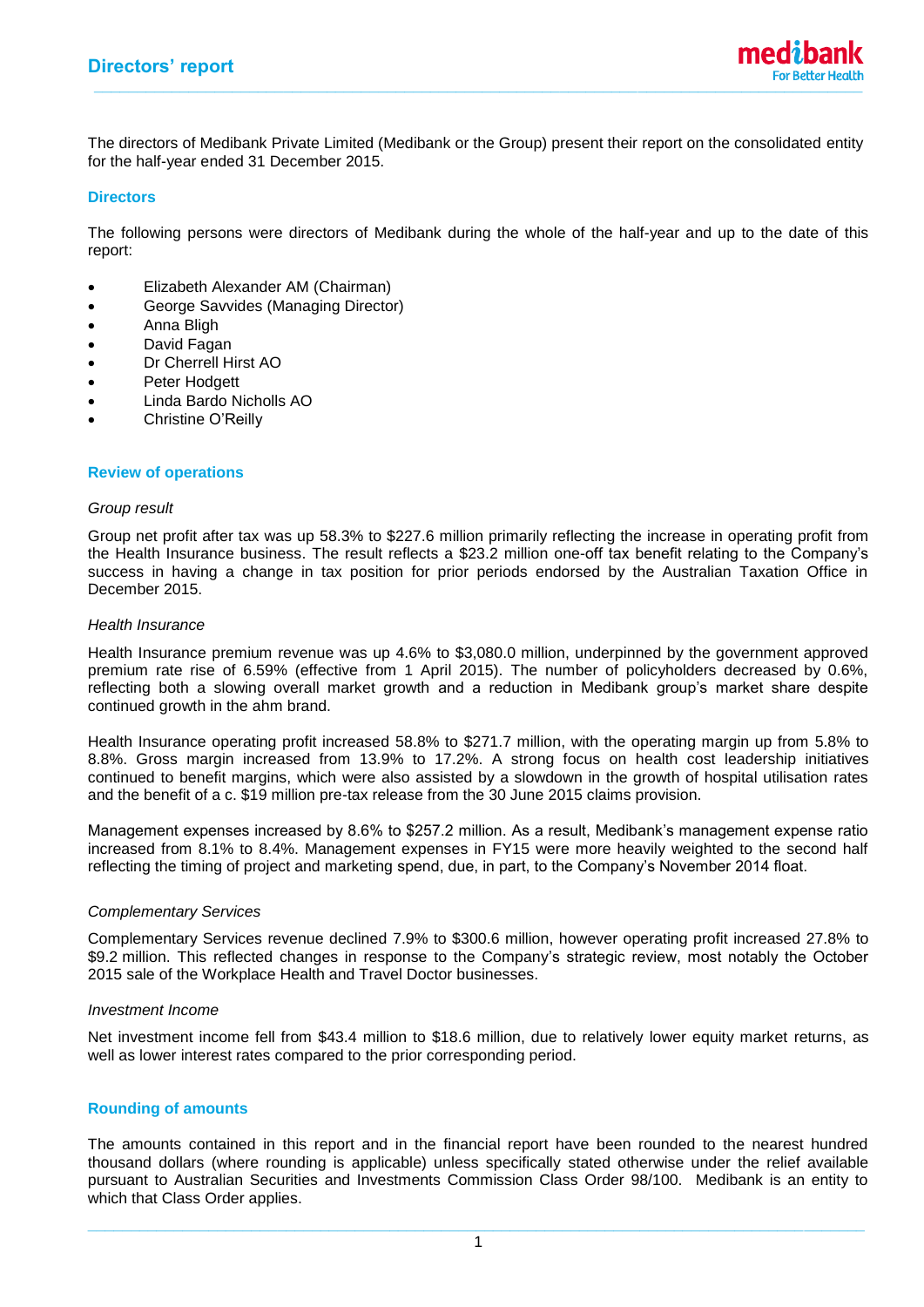# Directors' report

The directors of Medibank Private Limited (Medibank or the Group) present their report on the consolidated entity for the half-year ended 31 December 2015.

## Directors

The following persons were directors of Medibank during the whole of the half-year and up to the date of this report:

- Elizabeth Alexander AM (Chairman)
- George Savvides (Managing Director)
- Anna Bligh
- David Fagan
- Dr Cherrell Hirst AO
- Peter Hodgett
- Linda Bardo Nicholls AO
- Christine O'Reilly

## Review of operations

*Group result*

Group net profit after tax was up 58.3% to $227.6 million primarily reflecting the increase in operating profit from the Health Insurance business. The result reflects a $23.2 million one-off tax benefit relating to the Company's success in having a change in tax position for prior periods endorsed by the Australian Taxation Office in December 2015.

*Health Insurance*

Health Insurance premium revenue was up 4.6% to $3,080.0 million, underpinned by the government approved premium rate rise of 6.59% (effective from 1 April 2015). The number of policyholders decreased by 0.6%, reflecting both a slowing overall market growth and a reduction in Medibank group's market share despite continued growth in the ahm brand.

Health Insurance operating profit increased 58.8% to $271.7 million, with the operating margin up from 5.8% to 8.8%. Gross margin increased from 13.9% to 17.2%. A strong focus on health cost leadership initiatives continued to benefit margins, which were also assisted by a slowdown in the growth of hospital utilisation rates and the benefit of a c. $19 million pre-tax release from the 30 June 2015 claims provision.

Management expenses increased by 8.6% to $257.2 million. As a result, Medibank's management expense ratio increased from 8.1% to 8.4%. Management expenses in FY15 were more heavily weighted to the second half reflecting the timing of project and marketing spend, due, in part, to the Company's November 2014 float.

*Complementary Services*

Complementary Services revenue declined 7.9% to $300.6 million, however operating profit increased 27.8% to $9.2 million. This reflected changes in response to the Company's strategic review, most notably the October 2015 sale of the Workplace Health and Travel Doctor businesses.

*Investment Income*

Net investment income fell from $43.4 million to $18.6 million, due to relatively lower equity market returns, as well as lower interest rates compared to the prior corresponding period.

## Rounding of amounts

The amounts contained in this report and in the financial report have been rounded to the nearest hundred thousand dollars (where rounding is applicable) unless specifically stated otherwise under the relief available pursuant to Australian Securities and Investments Commission Class Order 98/100. Medibank is an entity to which that Class Order applies.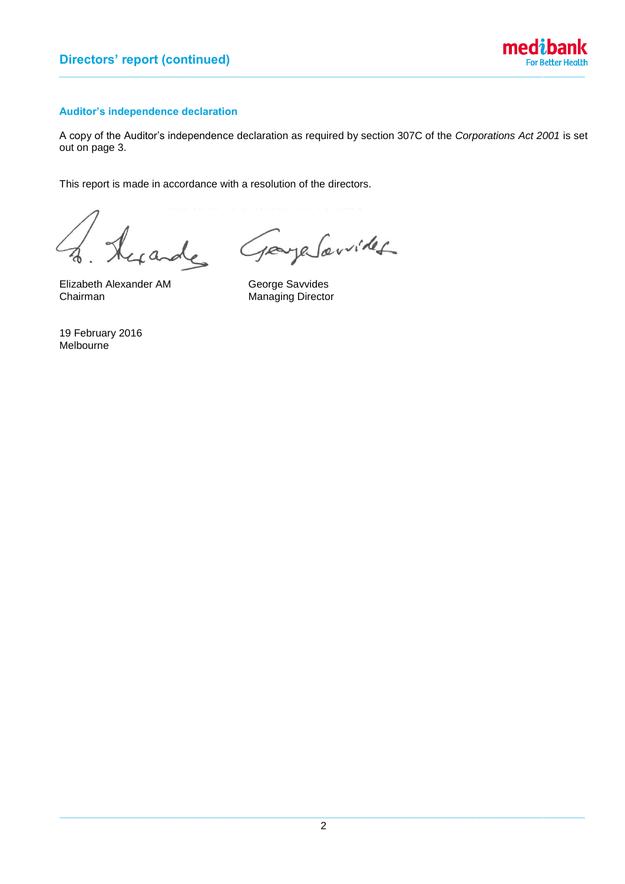## Auditor's independence declaration

A copy of the Auditor's independence declaration as required by section 307C of the *Corporations Act 2001* is set out on page 3.

This report is made in accordance with a resolution of the directors.

Elizabeth Alexander AM
Chairman

George Savvides
Managing Director

19 February 2016
Melbourne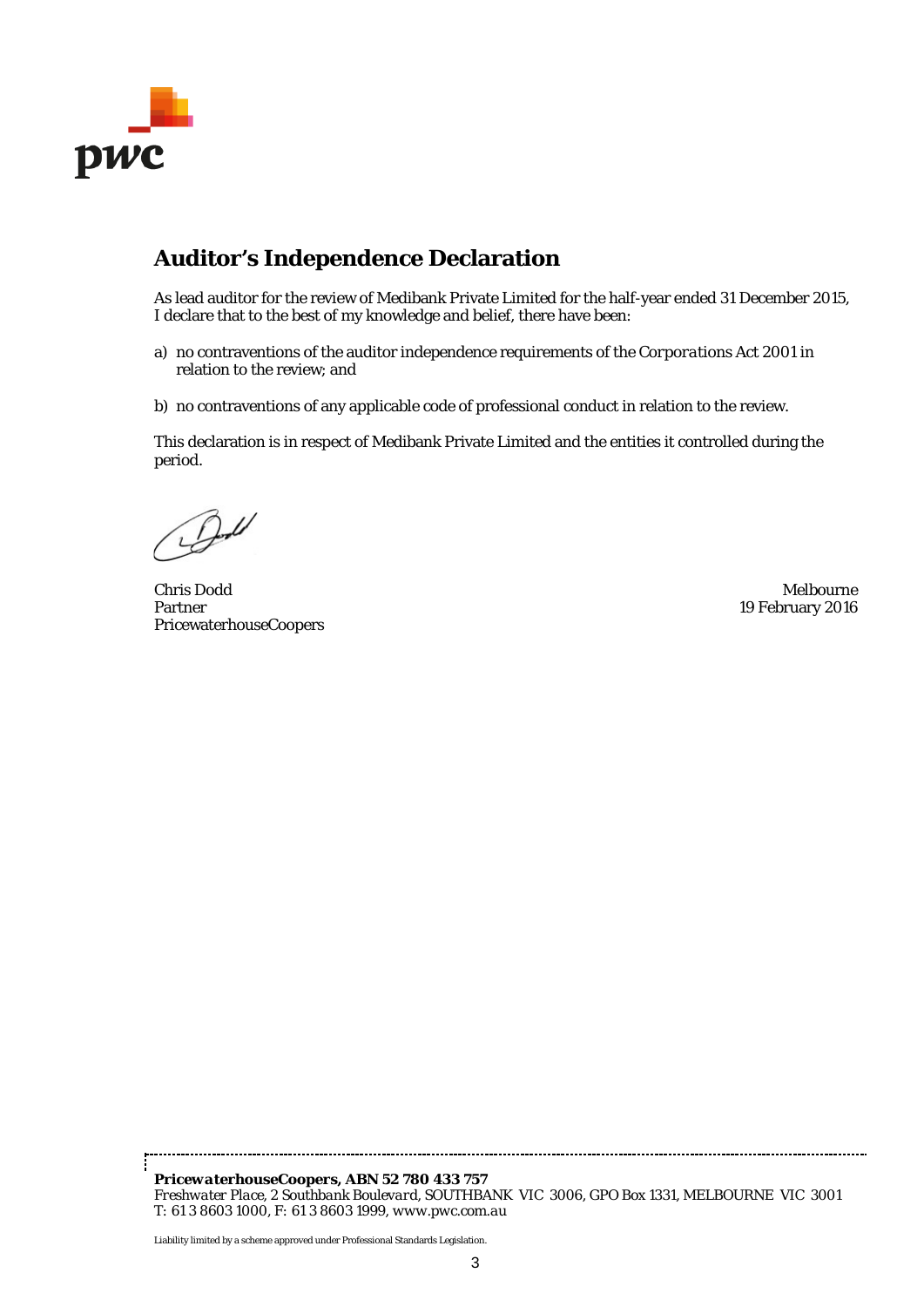# Auditor's Independence Declaration

As lead auditor for the review of Medibank Private Limited for the half-year ended 31 December 2015, I declare that to the best of my knowledge and belief, there have been:

a) no contraventions of the auditor independence requirements of the *Corporations Act 2001* in relation to the review; and

b) no contraventions of any applicable code of professional conduct in relation to the review.

This declaration is in respect of Medibank Private Limited and the entities it controlled during the period.

Chris Dodd
Partner
PricewaterhouseCoopers

Melbourne
19 February 2016

***PricewaterhouseCoopers, ABN 52 780 433 757***
*Freshwater Place, 2 Southbank Boulevard, SOUTHBANK VIC 3006, GPO Box 1331, MELBOURNE VIC 3001*
*T: 61 3 8603 1000, F: 61 3 8603 1999, www.pwc.com.au*

Liability limited by a scheme approved under Professional Standards Legislation.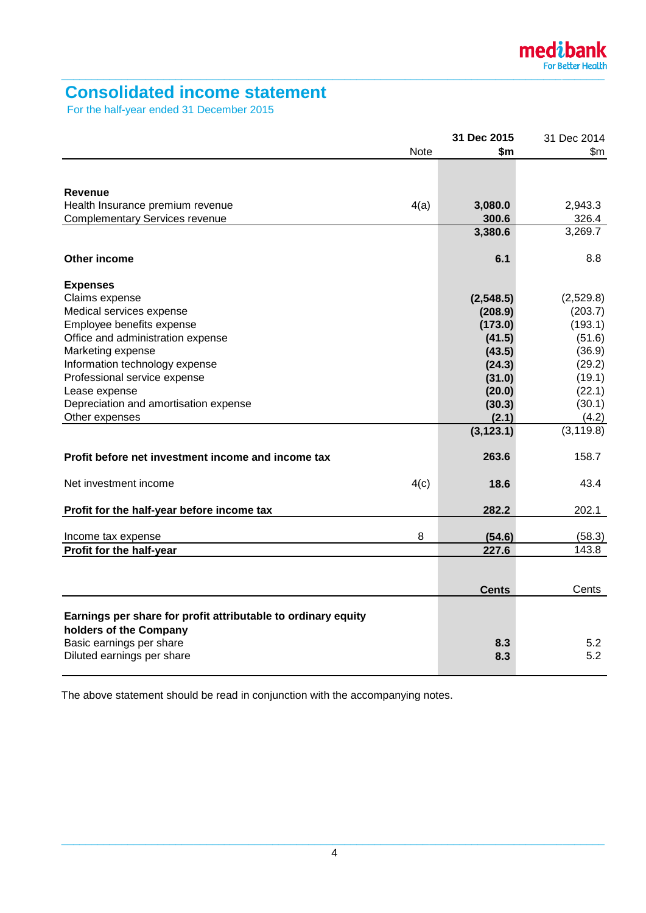# Consolidated income statement

For the half-year ended 31 December 2015

| | Note | **31 Dec 2015 $m** | 31 Dec 2014 $m |
|---|---|---|---|
| **Revenue** | | | |
| Health Insurance premium revenue | 4(a) | **3,080.0** | 2,943.3 |
| Complementary Services revenue | | **300.6** | 326.4 |
| | | **3,380.6** | 3,269.7 |
| **Other income** | | **6.1** | 8.8 |
| **Expenses** | | | |
| Claims expense | | **(2,548.5)** | (2,529.8) |
| Medical services expense | | **(208.9)** | (203.7) |
| Employee benefits expense | | **(173.0)** | (193.1) |
| Office and administration expense | | **(41.5)** | (51.6) |
| Marketing expense | | **(43.5)** | (36.9) |
| Information technology expense | | **(24.3)** | (29.2) |
| Professional service expense | | **(31.0)** | (19.1) |
| Lease expense | | **(20.0)** | (22.1) |
| Depreciation and amortisation expense | | **(30.3)** | (30.1) |
| Other expenses | | **(2.1)** | (4.2) |
| | | **(3,123.1)** | (3,119.8) |
| **Profit before net investment income and income tax** | | **263.6** | 158.7 |
| Net investment income | 4(c) | **18.6** | 43.4 |
| **Profit for the half-year before income tax** | | **282.2** | 202.1 |
| Income tax expense | 8 | **(54.6)** | (58.3) |
| **Profit for the half-year** | | **227.6** | 143.8 |

| | | **Cents** | Cents |
|---|---|---|---|
| **Earnings per share for profit attributable to ordinary equity holders of the Company** | | | |
| Basic earnings per share | | **8.3** | 5.2 |
| Diluted earnings per share | | **8.3** | 5.2 |

The above statement should be read in conjunction with the accompanying notes.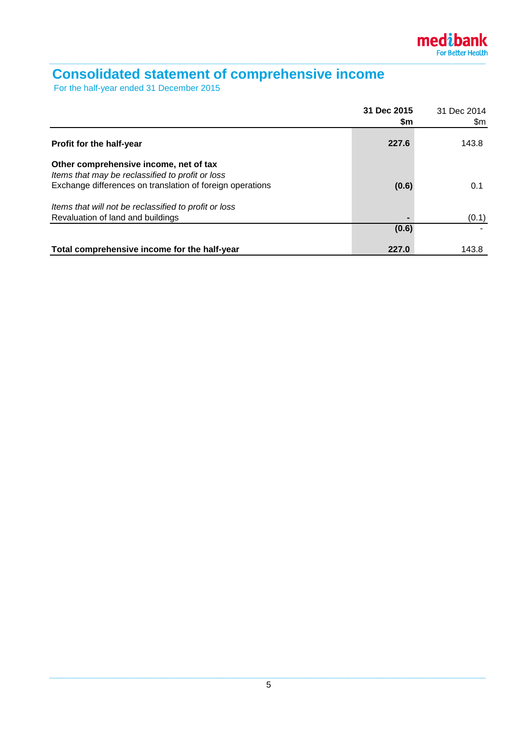# Consolidated statement of comprehensive income

For the half-year ended 31 December 2015

| | 31 Dec 2015 $m | 31 Dec 2014 $m |
|---|---|---|
| **Profit for the half-year** | **227.6** | 143.8 |
| **Other comprehensive income, net of tax** | | |
| *Items that may be reclassified to profit or loss* | | |
| Exchange differences on translation of foreign operations | **(0.6)** | 0.1 |
| *Items that will not be reclassified to profit or loss* | | |
| Revaluation of land and buildings | **-** | (0.1) |
| | **(0.6)** | - |
| **Total comprehensive income for the half-year** | **227.0** | 143.8 |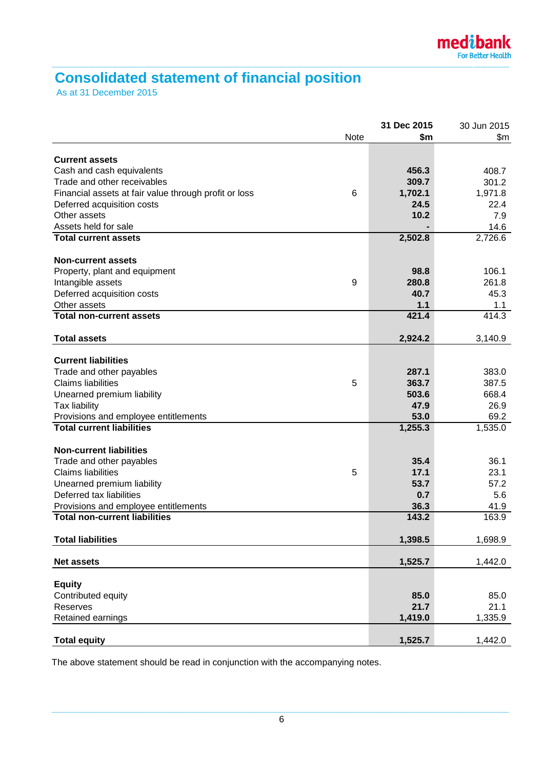# Consolidated statement of financial position

As at 31 December 2015

| | Note | 31 Dec 2015 $m | 30 Jun 2015 $m |
|---|---|---|---|
| **Current assets** | | | |
| Cash and cash equivalents | | **456.3** | 408.7 |
| Trade and other receivables | | **309.7** | 301.2 |
| Financial assets at fair value through profit or loss | 6 | **1,702.1** | 1,971.8 |
| Deferred acquisition costs | | **24.5** | 22.4 |
| Other assets | | **10.2** | 7.9 |
| Assets held for sale | | **-** | 14.6 |
| **Total current assets** | | **2,502.8** | 2,726.6 |
| **Non-current assets** | | | |
| Property, plant and equipment | | **98.8** | 106.1 |
| Intangible assets | 9 | **280.8** | 261.8 |
| Deferred acquisition costs | | **40.7** | 45.3 |
| Other assets | | **1.1** | 1.1 |
| **Total non-current assets** | | **421.4** | 414.3 |
| **Total assets** | | **2,924.2** | 3,140.9 |
| **Current liabilities** | | | |
| Trade and other payables | | **287.1** | 383.0 |
| Claims liabilities | 5 | **363.7** | 387.5 |
| Unearned premium liability | | **503.6** | 668.4 |
| Tax liability | | **47.9** | 26.9 |
| Provisions and employee entitlements | | **53.0** | 69.2 |
| **Total current liabilities** | | **1,255.3** | 1,535.0 |
| **Non-current liabilities** | | | |
| Trade and other payables | | **35.4** | 36.1 |
| Claims liabilities | 5 | **17.1** | 23.1 |
| Unearned premium liability | | **53.7** | 57.2 |
| Deferred tax liabilities | | **0.7** | 5.6 |
| Provisions and employee entitlements | | **36.3** | 41.9 |
| **Total non-current liabilities** | | **143.2** | 163.9 |
| **Total liabilities** | | **1,398.5** | 1,698.9 |
| **Net assets** | | **1,525.7** | 1,442.0 |
| **Equity** | | | |
| Contributed equity | | **85.0** | 85.0 |
| Reserves | | **21.7** | 21.1 |
| Retained earnings | | **1,419.0** | 1,335.9 |
| **Total equity** | | **1,525.7** | 1,442.0 |

The above statement should be read in conjunction with the accompanying notes.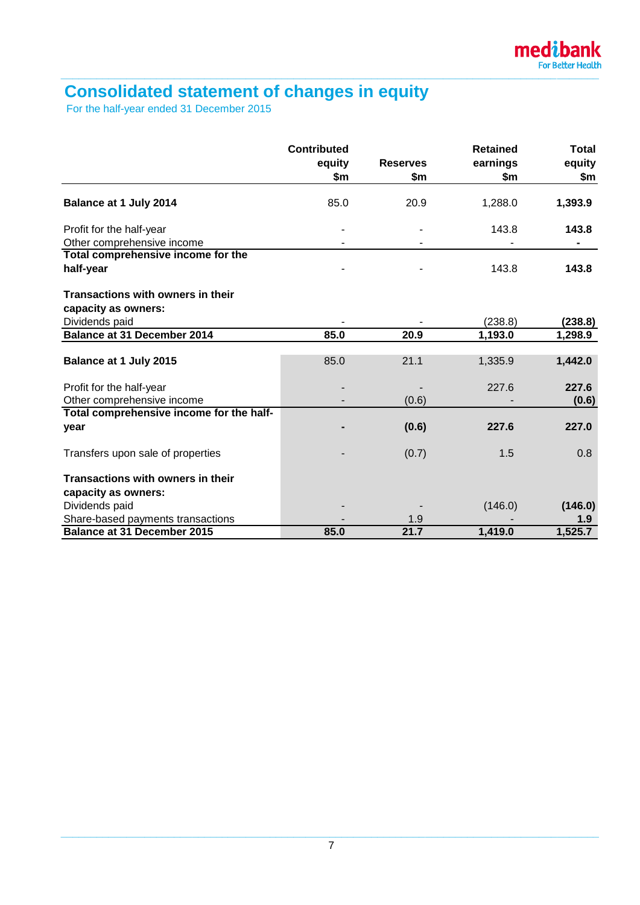# Consolidated statement of changes in equity

For the half-year ended 31 December 2015

| | Contributed equity $m | Reserves $m | Retained earnings $m | Total equity $m |
|---|---|---|---|---|
| **Balance at 1 July 2014** | 85.0 | 20.9 | 1,288.0 | **1,393.9** |
| Profit for the half-year | - | - | 143.8 | **143.8** |
| Other comprehensive income | - | - | - | **-** |
| **Total comprehensive income for the half-year** | - | - | 143.8 | **143.8** |
| **Transactions with owners in their capacity as owners:** | | | | |
| Dividends paid | - | - | (238.8) | **(238.8)** |
| **Balance at 31 December 2014** | **85.0** | **20.9** | **1,193.0** | **1,298.9** |
| **Balance at 1 July 2015** | 85.0 | 21.1 | 1,335.9 | **1,442.0** |
| Profit for the half-year | - | - | 227.6 | **227.6** |
| Other comprehensive income | - | (0.6) | - | **(0.6)** |
| **Total comprehensive income for the half-year** | **-** | **(0.6)** | **227.6** | **227.0** |
| Transfers upon sale of properties | - | (0.7) | 1.5 | 0.8 |
| **Transactions with owners in their capacity as owners:** | | | | |
| Dividends paid | - | - | (146.0) | **(146.0)** |
| Share-based payments transactions | - | 1.9 | - | **1.9** |
| **Balance at 31 December 2015** | **85.0** | **21.7** | **1,419.0** | **1,525.7** |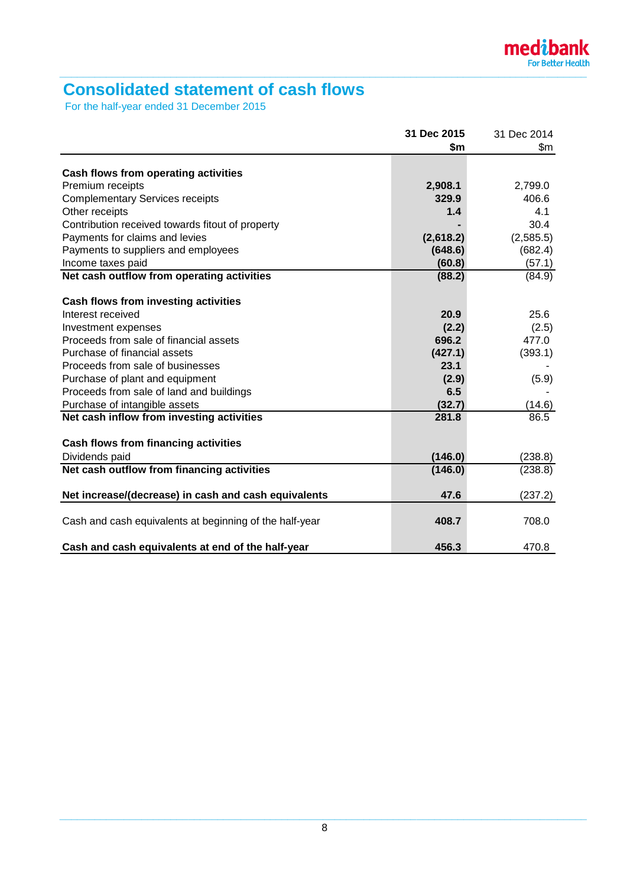# Consolidated statement of cash flows

For the half-year ended 31 December 2015

| | 31 Dec 2015 $m | 31 Dec 2014 $m |
|---|---|---|
| **Cash flows from operating activities** | | |
| Premium receipts | **2,908.1** | 2,799.0 |
| Complementary Services receipts | **329.9** | 406.6 |
| Other receipts | **1.4** | 4.1 |
| Contribution received towards fitout of property | **-** | 30.4 |
| Payments for claims and levies | **(2,618.2)** | (2,585.5) |
| Payments to suppliers and employees | **(648.6)** | (682.4) |
| Income taxes paid | **(60.8)** | (57.1) |
| **Net cash outflow from operating activities** | **(88.2)** | (84.9) |
| **Cash flows from investing activities** | | |
| Interest received | **20.9** | 25.6 |
| Investment expenses | **(2.2)** | (2.5) |
| Proceeds from sale of financial assets | **696.2** | 477.0 |
| Purchase of financial assets | **(427.1)** | (393.1) |
| Proceeds from sale of businesses | **23.1** | - |
| Purchase of plant and equipment | **(2.9)** | (5.9) |
| Proceeds from sale of land and buildings | **6.5** | - |
| Purchase of intangible assets | **(32.7)** | (14.6) |
| **Net cash inflow from investing activities** | **281.8** | 86.5 |
| **Cash flows from financing activities** | | |
| Dividends paid | **(146.0)** | (238.8) |
| **Net cash outflow from financing activities** | **(146.0)** | (238.8) |
| **Net increase/(decrease) in cash and cash equivalents** | **47.6** | (237.2) |
| Cash and cash equivalents at beginning of the half-year | **408.7** | 708.0 |
| **Cash and cash equivalents at end of the half-year** | **456.3** | 470.8 |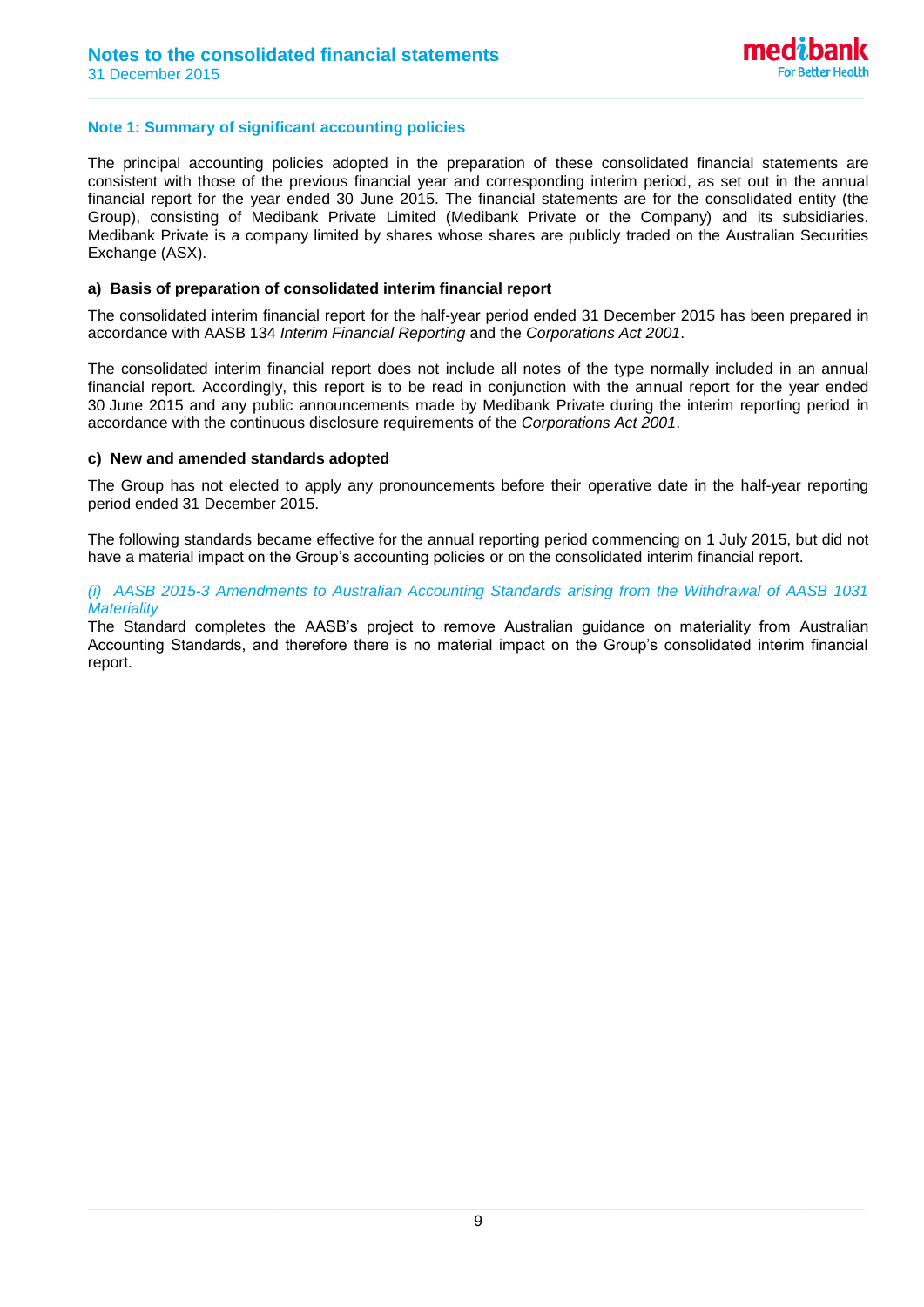## Note 1: Summary of significant accounting policies

The principal accounting policies adopted in the preparation of these consolidated financial statements are consistent with those of the previous financial year and corresponding interim period, as set out in the annual financial report for the year ended 30 June 2015. The financial statements are for the consolidated entity (the Group), consisting of Medibank Private Limited (Medibank Private or the Company) and its subsidiaries. Medibank Private is a company limited by shares whose shares are publicly traded on the Australian Securities Exchange (ASX).

### a) Basis of preparation of consolidated interim financial report

The consolidated interim financial report for the half-year period ended 31 December 2015 has been prepared in accordance with AASB 134 *Interim Financial Reporting* and the *Corporations Act 2001*.

The consolidated interim financial report does not include all notes of the type normally included in an annual financial report. Accordingly, this report is to be read in conjunction with the annual report for the year ended 30 June 2015 and any public announcements made by Medibank Private during the interim reporting period in accordance with the continuous disclosure requirements of the *Corporations Act 2001*.

### c) New and amended standards adopted

The Group has not elected to apply any pronouncements before their operative date in the half-year reporting period ended 31 December 2015.

The following standards became effective for the annual reporting period commencing on 1 July 2015, but did not have a material impact on the Group's accounting policies or on the consolidated interim financial report.

*(i) AASB 2015-3 Amendments to Australian Accounting Standards arising from the Withdrawal of AASB 1031 Materiality*

The Standard completes the AASB's project to remove Australian guidance on materiality from Australian Accounting Standards, and therefore there is no material impact on the Group's consolidated interim financial report.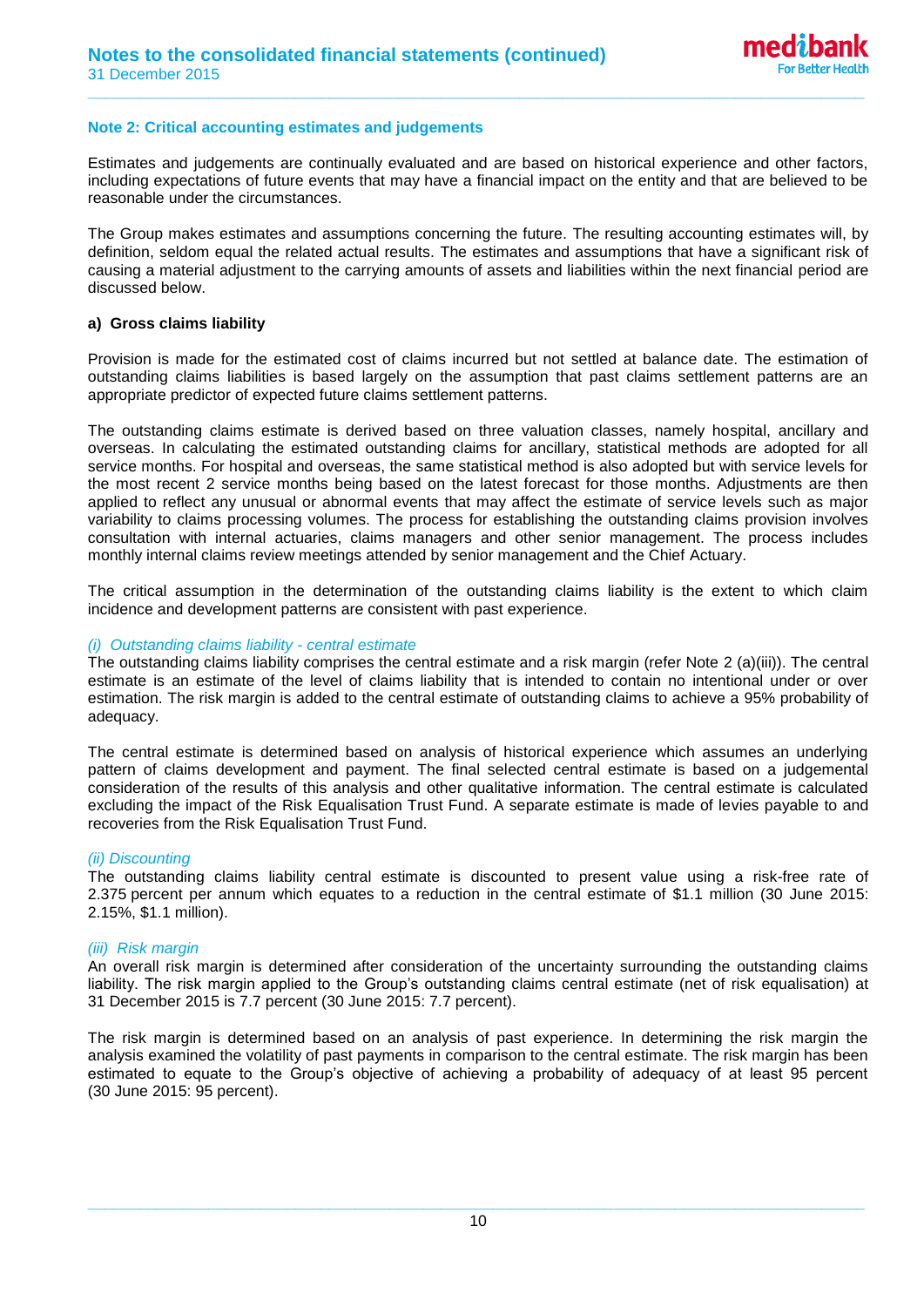## Note 2: Critical accounting estimates and judgements

Estimates and judgements are continually evaluated and are based on historical experience and other factors, including expectations of future events that may have a financial impact on the entity and that are believed to be reasonable under the circumstances.

The Group makes estimates and assumptions concerning the future. The resulting accounting estimates will, by definition, seldom equal the related actual results. The estimates and assumptions that have a significant risk of causing a material adjustment to the carrying amounts of assets and liabilities within the next financial period are discussed below.

### a) Gross claims liability

Provision is made for the estimated cost of claims incurred but not settled at balance date. The estimation of outstanding claims liabilities is based largely on the assumption that past claims settlement patterns are an appropriate predictor of expected future claims settlement patterns.

The outstanding claims estimate is derived based on three valuation classes, namely hospital, ancillary and overseas. In calculating the estimated outstanding claims for ancillary, statistical methods are adopted for all service months. For hospital and overseas, the same statistical method is also adopted but with service levels for the most recent 2 service months being based on the latest forecast for those months. Adjustments are then applied to reflect any unusual or abnormal events that may affect the estimate of service levels such as major variability to claims processing volumes. The process for establishing the outstanding claims provision involves consultation with internal actuaries, claims managers and other senior management. The process includes monthly internal claims review meetings attended by senior management and the Chief Actuary.

The critical assumption in the determination of the outstanding claims liability is the extent to which claim incidence and development patterns are consistent with past experience.

*(i) Outstanding claims liability - central estimate*

The outstanding claims liability comprises the central estimate and a risk margin (refer Note 2 (a)(iii)). The central estimate is an estimate of the level of claims liability that is intended to contain no intentional under or over estimation. The risk margin is added to the central estimate of outstanding claims to achieve a 95% probability of adequacy.

The central estimate is determined based on analysis of historical experience which assumes an underlying pattern of claims development and payment. The final selected central estimate is based on a judgemental consideration of the results of this analysis and other qualitative information. The central estimate is calculated excluding the impact of the Risk Equalisation Trust Fund. A separate estimate is made of levies payable to and recoveries from the Risk Equalisation Trust Fund.

*(ii) Discounting*

The outstanding claims liability central estimate is discounted to present value using a risk-free rate of 2.375 percent per annum which equates to a reduction in the central estimate of $1.1 million (30 June 2015: 2.15%, $1.1 million).

*(iii) Risk margin*

An overall risk margin is determined after consideration of the uncertainty surrounding the outstanding claims liability. The risk margin applied to the Group's outstanding claims central estimate (net of risk equalisation) at 31 December 2015 is 7.7 percent (30 June 2015: 7.7 percent).

The risk margin is determined based on an analysis of past experience. In determining the risk margin the analysis examined the volatility of past payments in comparison to the central estimate. The risk margin has been estimated to equate to the Group's objective of achieving a probability of adequacy of at least 95 percent (30 June 2015: 95 percent).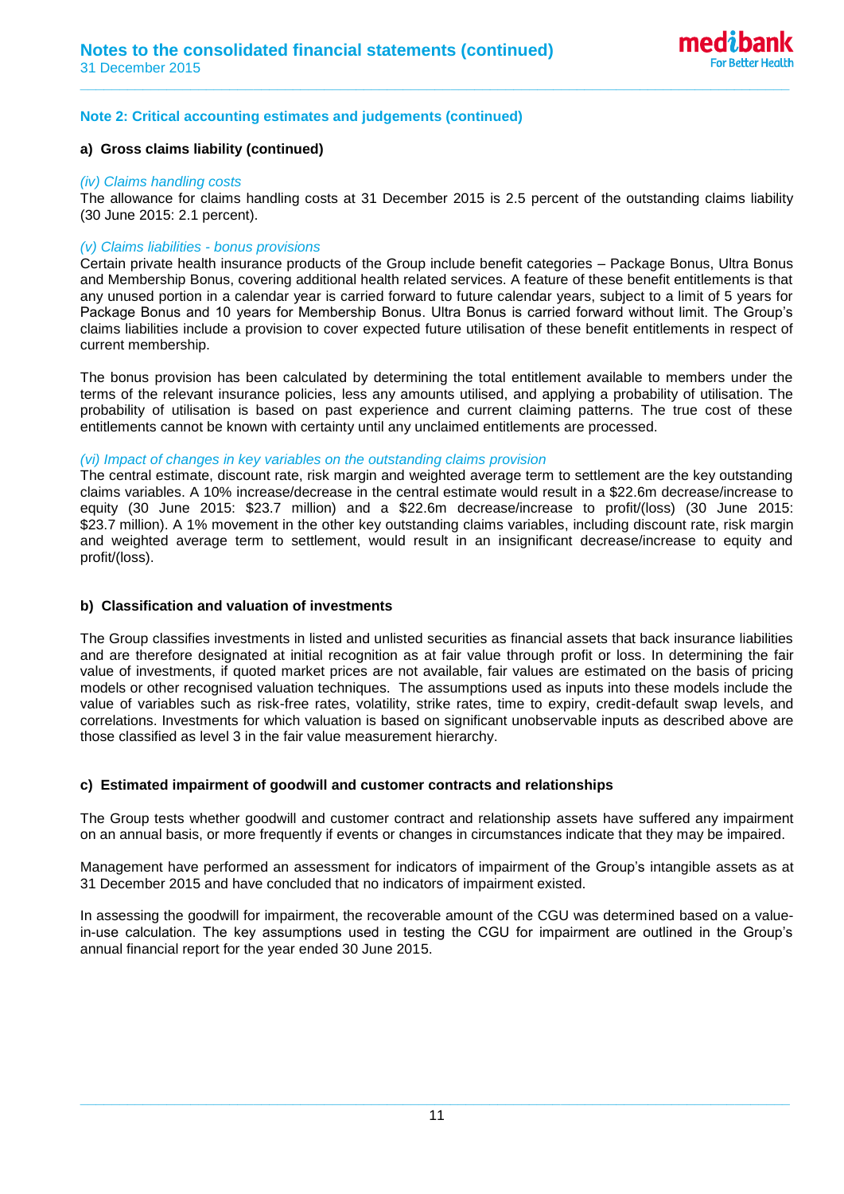## Note 2: Critical accounting estimates and judgements (continued)

### a) Gross claims liability (continued)

*(iv) Claims handling costs*

The allowance for claims handling costs at 31 December 2015 is 2.5 percent of the outstanding claims liability (30 June 2015: 2.1 percent).

*(v) Claims liabilities - bonus provisions*

Certain private health insurance products of the Group include benefit categories – Package Bonus, Ultra Bonus and Membership Bonus, covering additional health related services. A feature of these benefit entitlements is that any unused portion in a calendar year is carried forward to future calendar years, subject to a limit of 5 years for Package Bonus and 10 years for Membership Bonus. Ultra Bonus is carried forward without limit. The Group's claims liabilities include a provision to cover expected future utilisation of these benefit entitlements in respect of current membership.

The bonus provision has been calculated by determining the total entitlement available to members under the terms of the relevant insurance policies, less any amounts utilised, and applying a probability of utilisation. The probability of utilisation is based on past experience and current claiming patterns. The true cost of these entitlements cannot be known with certainty until any unclaimed entitlements are processed.

*(vi) Impact of changes in key variables on the outstanding claims provision*

The central estimate, discount rate, risk margin and weighted average term to settlement are the key outstanding claims variables. A 10% increase/decrease in the central estimate would result in a $22.6m decrease/increase to equity (30 June 2015: $23.7 million) and a $22.6m decrease/increase to profit/(loss) (30 June 2015: $23.7 million). A 1% movement in the other key outstanding claims variables, including discount rate, risk margin and weighted average term to settlement, would result in an insignificant decrease/increase to equity and profit/(loss).

### b) Classification and valuation of investments

The Group classifies investments in listed and unlisted securities as financial assets that back insurance liabilities and are therefore designated at initial recognition as at fair value through profit or loss. In determining the fair value of investments, if quoted market prices are not available, fair values are estimated on the basis of pricing models or other recognised valuation techniques. The assumptions used as inputs into these models include the value of variables such as risk-free rates, volatility, strike rates, time to expiry, credit-default swap levels, and correlations. Investments for which valuation is based on significant unobservable inputs as described above are those classified as level 3 in the fair value measurement hierarchy.

### c) Estimated impairment of goodwill and customer contracts and relationships

The Group tests whether goodwill and customer contract and relationship assets have suffered any impairment on an annual basis, or more frequently if events or changes in circumstances indicate that they may be impaired.

Management have performed an assessment for indicators of impairment of the Group's intangible assets as at 31 December 2015 and have concluded that no indicators of impairment existed.

In assessing the goodwill for impairment, the recoverable amount of the CGU was determined based on a value-in-use calculation. The key assumptions used in testing the CGU for impairment are outlined in the Group's annual financial report for the year ended 30 June 2015.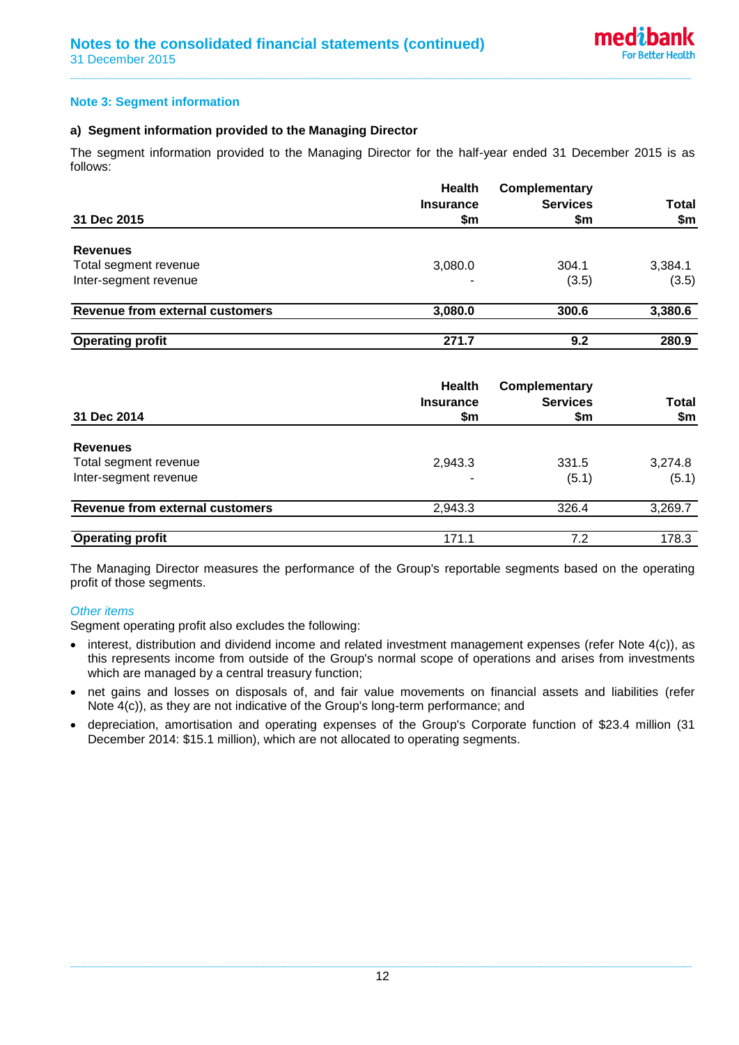## Note 3: Segment information

### a) Segment information provided to the Managing Director

The segment information provided to the Managing Director for the half-year ended 31 December 2015 is as follows:

| 31 Dec 2015 | Health Insurance $m | Complementary Services $m | Total $m |
|---|---|---|---|
| **Revenues** | | | |
| Total segment revenue | 3,080.0 | 304.1 | 3,384.1 |
| Inter-segment revenue | - | (3.5) | (3.5) |
| **Revenue from external customers** | **3,080.0** | **300.6** | **3,380.6** |
| **Operating profit** | **271.7** | **9.2** | **280.9** |

| 31 Dec 2014 | Health Insurance $m | Complementary Services $m | Total $m |
|---|---|---|---|
| **Revenues** | | | |
| Total segment revenue | 2,943.3 | 331.5 | 3,274.8 |
| Inter-segment revenue | - | (5.1) | (5.1) |
| **Revenue from external customers** | 2,943.3 | 326.4 | 3,269.7 |
| **Operating profit** | 171.1 | 7.2 | 178.3 |

The Managing Director measures the performance of the Group's reportable segments based on the operating profit of those segments.

*Other items*

Segment operating profit also excludes the following:

- interest, distribution and dividend income and related investment management expenses (refer Note 4(c)), as this represents income from outside of the Group's normal scope of operations and arises from investments which are managed by a central treasury function;
- net gains and losses on disposals of, and fair value movements on financial assets and liabilities (refer Note 4(c)), as they are not indicative of the Group's long-term performance; and
- depreciation, amortisation and operating expenses of the Group's Corporate function of $23.4 million (31 December 2014: $15.1 million), which are not allocated to operating segments.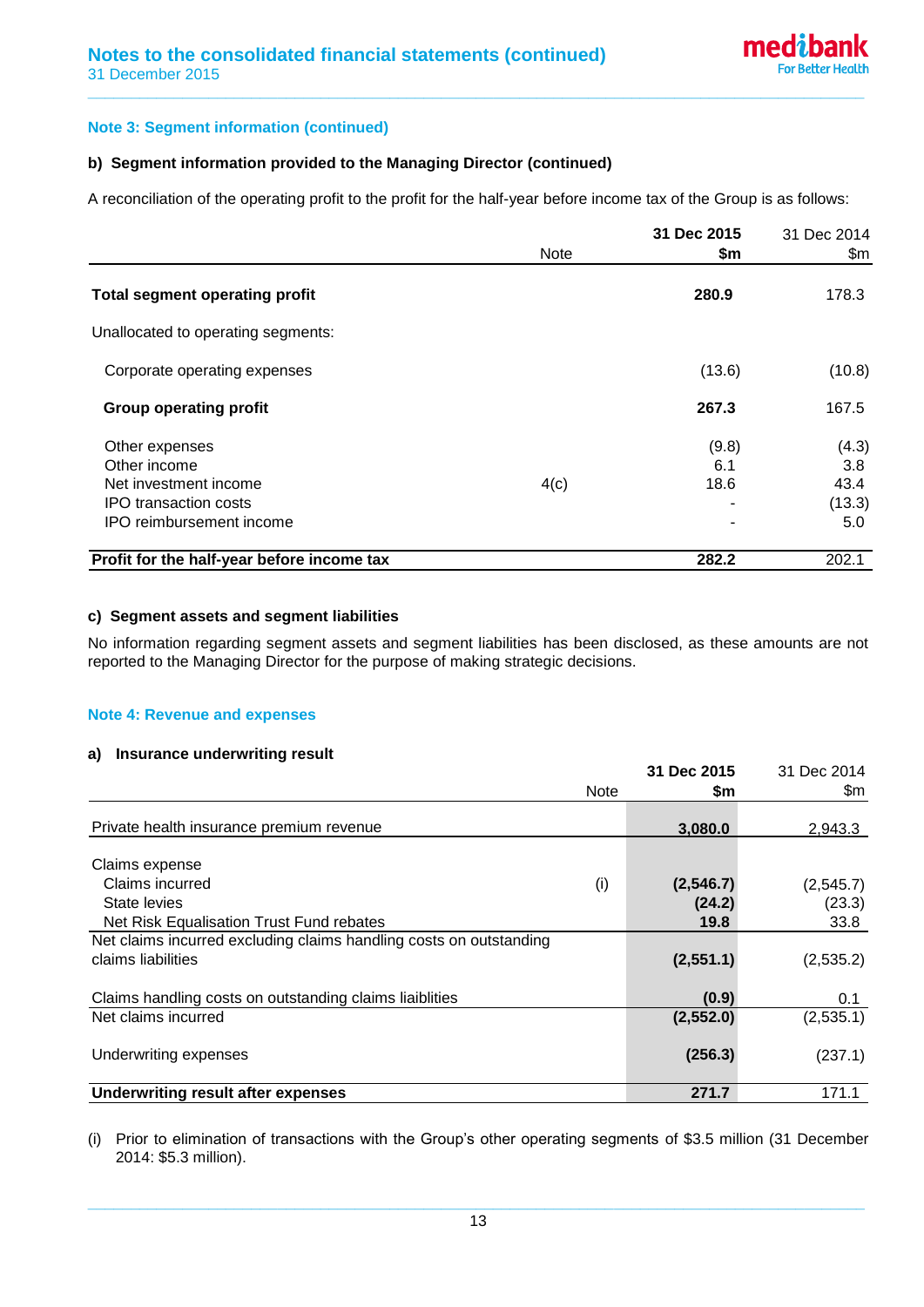## Note 3: Segment information (continued)

### b) Segment information provided to the Managing Director (continued)

A reconciliation of the operating profit to the profit for the half-year before income tax of the Group is as follows:

| | Note | **31 Dec 2015 $m** | 31 Dec 2014 $m |
|---|---|---|---|
| **Total segment operating profit** | | **280.9** | 178.3 |
| Unallocated to operating segments: | | | |
| Corporate operating expenses | | (13.6) | (10.8) |
| **Group operating profit** | | **267.3** | 167.5 |
| Other expenses | | (9.8) | (4.3) |
| Other income | | 6.1 | 3.8 |
| Net investment income | 4(c) | 18.6 | 43.4 |
| IPO transaction costs | | - | (13.3) |
| IPO reimbursement income | | - | 5.0 |
| **Profit for the half-year before income tax** | | **282.2** | 202.1 |

### c) Segment assets and segment liabilities

No information regarding segment assets and segment liabilities has been disclosed, as these amounts are not reported to the Managing Director for the purpose of making strategic decisions.

## Note 4: Revenue and expenses

### a) Insurance underwriting result

| | Note | **31 Dec 2015 $m** | 31 Dec 2014 $m |
|---|---|---|---|
| Private health insurance premium revenue | | **3,080.0** | 2,943.3 |
| Claims expense | | | |
| Claims incurred | (i) | **(2,546.7)** | (2,545.7) |
| State levies | | **(24.2)** | (23.3) |
| Net Risk Equalisation Trust Fund rebates | | **19.8** | 33.8 |
| Net claims incurred excluding claims handling costs on outstanding claims liabilities | | **(2,551.1)** | (2,535.2) |
| Claims handling costs on outstanding claims liabilities | | **(0.9)** | 0.1 |
| Net claims incurred | | **(2,552.0)** | (2,535.1) |
| Underwriting expenses | | **(256.3)** | (237.1) |
| **Underwriting result after expenses** | | **271.7** | 171.1 |

(i) Prior to elimination of transactions with the Group's other operating segments of $3.5 million (31 December 2014: $5.3 million).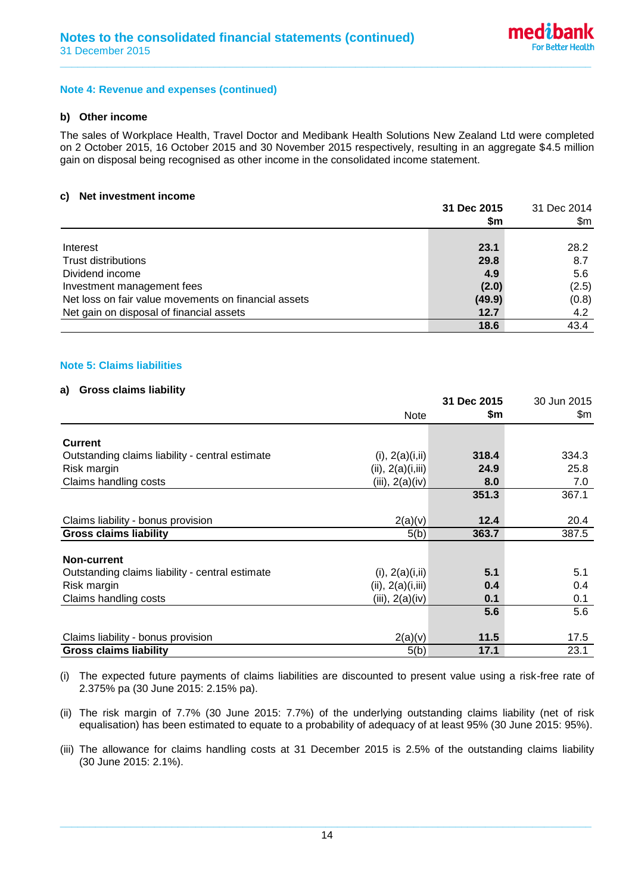### Note 4: Revenue and expenses (continued)

**b) Other income**

The sales of Workplace Health, Travel Doctor and Medibank Health Solutions New Zealand Ltd were completed on 2 October 2015, 16 October 2015 and 30 November 2015 respectively, resulting in an aggregate $4.5 million gain on disposal being recognised as other income in the consolidated income statement.

**c) Net investment income**

| | **31 Dec 2015 $m** | 31 Dec 2014 $m |
|---|---|---|
| Interest | **23.1** | 28.2 |
| Trust distributions | **29.8** | 8.7 |
| Dividend income | **4.9** | 5.6 |
| Investment management fees | **(2.0)** | (2.5) |
| Net loss on fair value movements on financial assets | **(49.9)** | (0.8) |
| Net gain on disposal of financial assets | **12.7** | 4.2 |
| | **18.6** | 43.4 |

### Note 5: Claims liabilities

**a) Gross claims liability**

| | Note | **31 Dec 2015 $m** | 30 Jun 2015 $m |
|---|---|---|---|
| **Current** | | | |
| Outstanding claims liability - central estimate | (i), 2(a)(i,ii) | **318.4** | 334.3 |
| Risk margin | (ii), 2(a)(i,iii) | **24.9** | 25.8 |
| Claims handling costs | (iii), 2(a)(iv) | **8.0** | 7.0 |
| | | **351.3** | 367.1 |
| Claims liability - bonus provision | 2(a)(v) | **12.4** | 20.4 |
| **Gross claims liability** | 5(b) | **363.7** | 387.5 |
| **Non-current** | | | |
| Outstanding claims liability - central estimate | (i), 2(a)(i,ii) | **5.1** | 5.1 |
| Risk margin | (ii), 2(a)(i,iii) | **0.4** | 0.4 |
| Claims handling costs | (iii), 2(a)(iv) | **0.1** | 0.1 |
| | | **5.6** | 5.6 |
| Claims liability - bonus provision | 2(a)(v) | **11.5** | 17.5 |
| **Gross claims liability** | 5(b) | **17.1** | 23.1 |

(i) The expected future payments of claims liabilities are discounted to present value using a risk-free rate of 2.375% pa (30 June 2015: 2.15% pa).

(ii) The risk margin of 7.7% (30 June 2015: 7.7%) of the underlying outstanding claims liability (net of risk equalisation) has been estimated to equate to a probability of adequacy of at least 95% (30 June 2015: 95%).

(iii) The allowance for claims handling costs at 31 December 2015 is 2.5% of the outstanding claims liability (30 June 2015: 2.1%).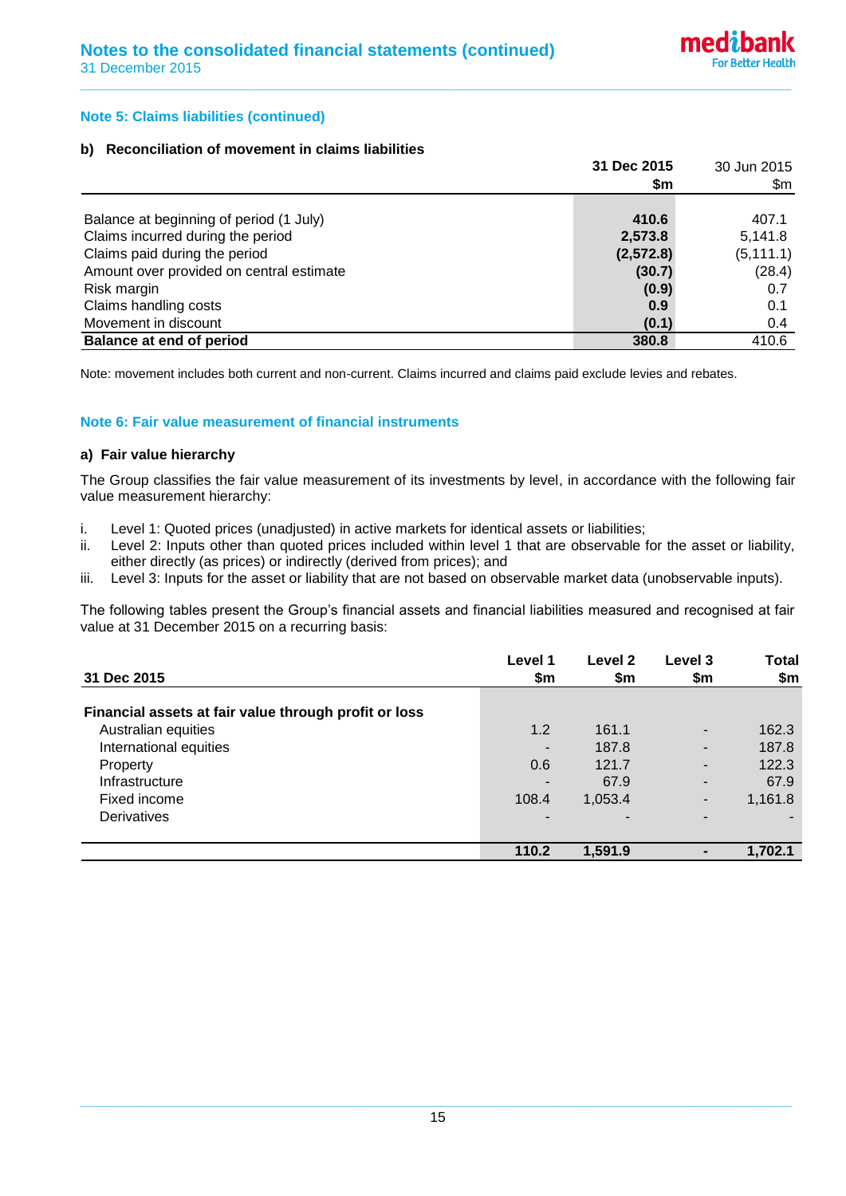## Note 5: Claims liabilities (continued)

### b) Reconciliation of movement in claims liabilities

| | 31 Dec 2015 $m | 30 Jun 2015 $m |
|---|---|---|
| Balance at beginning of period (1 July) | **410.6** | 407.1 |
| Claims incurred during the period | **2,573.8** | 5,141.8 |
| Claims paid during the period | **(2,572.8)** | (5,111.1) |
| Amount over provided on central estimate | **(30.7)** | (28.4) |
| Risk margin | **(0.9)** | 0.7 |
| Claims handling costs | **0.9** | 0.1 |
| Movement in discount | **(0.1)** | 0.4 |
| **Balance at end of period** | **380.8** | 410.6 |

Note: movement includes both current and non-current. Claims incurred and claims paid exclude levies and rebates.

## Note 6: Fair value measurement of financial instruments

### a) Fair value hierarchy

The Group classifies the fair value measurement of its investments by level, in accordance with the following fair value measurement hierarchy:

i. Level 1: Quoted prices (unadjusted) in active markets for identical assets or liabilities;
ii. Level 2: Inputs other than quoted prices included within level 1 that are observable for the asset or liability, either directly (as prices) or indirectly (derived from prices); and
iii. Level 3: Inputs for the asset or liability that are not based on observable market data (unobservable inputs).

The following tables present the Group's financial assets and financial liabilities measured and recognised at fair value at 31 December 2015 on a recurring basis:

| 31 Dec 2015 | Level 1 $m | Level 2 $m | Level 3 $m | Total $m |
|---|---|---|---|---|
| **Financial assets at fair value through profit or loss** | | | | |
| Australian equities | 1.2 | 161.1 | - | 162.3 |
| International equities | - | 187.8 | - | 187.8 |
| Property | 0.6 | 121.7 | - | 122.3 |
| Infrastructure | - | 67.9 | - | 67.9 |
| Fixed income | 108.4 | 1,053.4 | - | 1,161.8 |
| Derivatives | - | - | - | - |
| | **110.2** | **1,591.9** | **-** | **1,702.1** |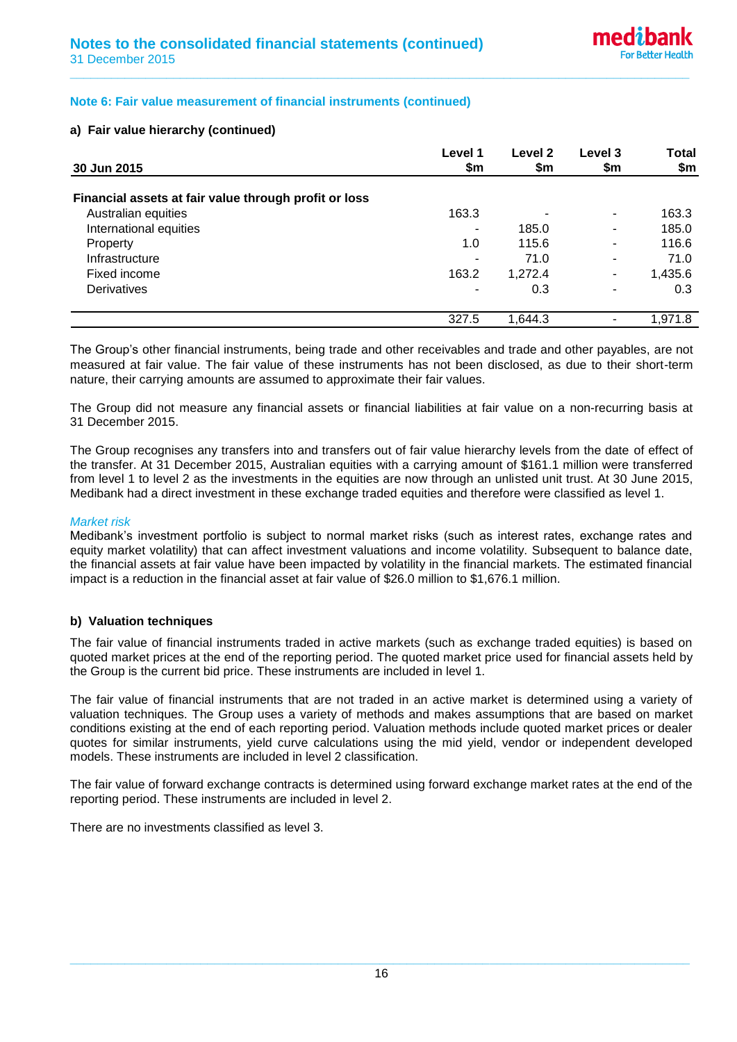### Note 6: Fair value measurement of financial instruments (continued)

#### a) Fair value hierarchy (continued)

| 30 Jun 2015 | Level 1 $m | Level 2 $m | Level 3 $m | Total $m |
|---|---|---|---|---|
| **Financial assets at fair value through profit or loss** | | | | |
| Australian equities | 163.3 | - | - | 163.3 |
| International equities | - | 185.0 | - | 185.0 |
| Property | 1.0 | 115.6 | - | 116.6 |
| Infrastructure | - | 71.0 | - | 71.0 |
| Fixed income | 163.2 | 1,272.4 | - | 1,435.6 |
| Derivatives | - | 0.3 | - | 0.3 |
| | 327.5 | 1,644.3 | - | 1,971.8 |

The Group's other financial instruments, being trade and other receivables and trade and other payables, are not measured at fair value. The fair value of these instruments has not been disclosed, as due to their short-term nature, their carrying amounts are assumed to approximate their fair values.

The Group did not measure any financial assets or financial liabilities at fair value on a non-recurring basis at 31 December 2015.

The Group recognises any transfers into and transfers out of fair value hierarchy levels from the date of effect of the transfer. At 31 December 2015, Australian equities with a carrying amount of $161.1 million were transferred from level 1 to level 2 as the investments in the equities are now through an unlisted unit trust. At 30 June 2015, Medibank had a direct investment in these exchange traded equities and therefore were classified as level 1.

*Market risk*

Medibank's investment portfolio is subject to normal market risks (such as interest rates, exchange rates and equity market volatility) that can affect investment valuations and income volatility. Subsequent to balance date, the financial assets at fair value have been impacted by volatility in the financial markets. The estimated financial impact is a reduction in the financial asset at fair value of $26.0 million to $1,676.1 million.

#### b) Valuation techniques

The fair value of financial instruments traded in active markets (such as exchange traded equities) is based on quoted market prices at the end of the reporting period. The quoted market price used for financial assets held by the Group is the current bid price. These instruments are included in level 1.

The fair value of financial instruments that are not traded in an active market is determined using a variety of valuation techniques. The Group uses a variety of methods and makes assumptions that are based on market conditions existing at the end of each reporting period. Valuation methods include quoted market prices or dealer quotes for similar instruments, yield curve calculations using the mid yield, vendor or independent developed models. These instruments are included in level 2 classification.

The fair value of forward exchange contracts is determined using forward exchange market rates at the end of the reporting period. These instruments are included in level 2.

There are no investments classified as level 3.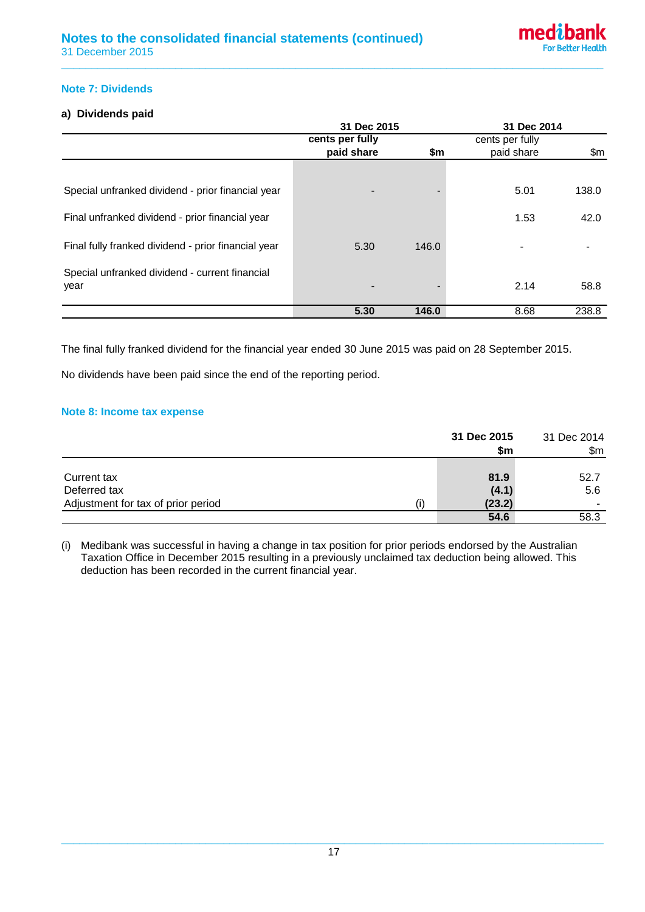## Note 7: Dividends

### a) Dividends paid

| | 31 Dec 2015 | | 31 Dec 2014 | |
|---|---|---|---|---|
| | **cents per fully paid share** | **$m** | cents per fully paid share | $m |
| Special unfranked dividend - prior financial year | - | - | 5.01 | 138.0 |
| Final unfranked dividend - prior financial year | | | 1.53 | 42.0 |
| Final fully franked dividend - prior financial year | 5.30 | 146.0 | - | - |
| Special unfranked dividend - current financial year | - | - | 2.14 | 58.8 |
| | **5.30** | **146.0** | 8.68 | 238.8 |

The final fully franked dividend for the financial year ended 30 June 2015 was paid on 28 September 2015.

No dividends have been paid since the end of the reporting period.

## Note 8: Income tax expense

| | | **31 Dec 2015 $m** | 31 Dec 2014 $m |
|---|---|---|---|
| Current tax | | **81.9** | 52.7 |
| Deferred tax | | **(4.1)** | 5.6 |
| Adjustment for tax of prior period | (i) | **(23.2)** | - |
| | | **54.6** | 58.3 |

(i) Medibank was successful in having a change in tax position for prior periods endorsed by the Australian Taxation Office in December 2015 resulting in a previously unclaimed tax deduction being allowed. This deduction has been recorded in the current financial year.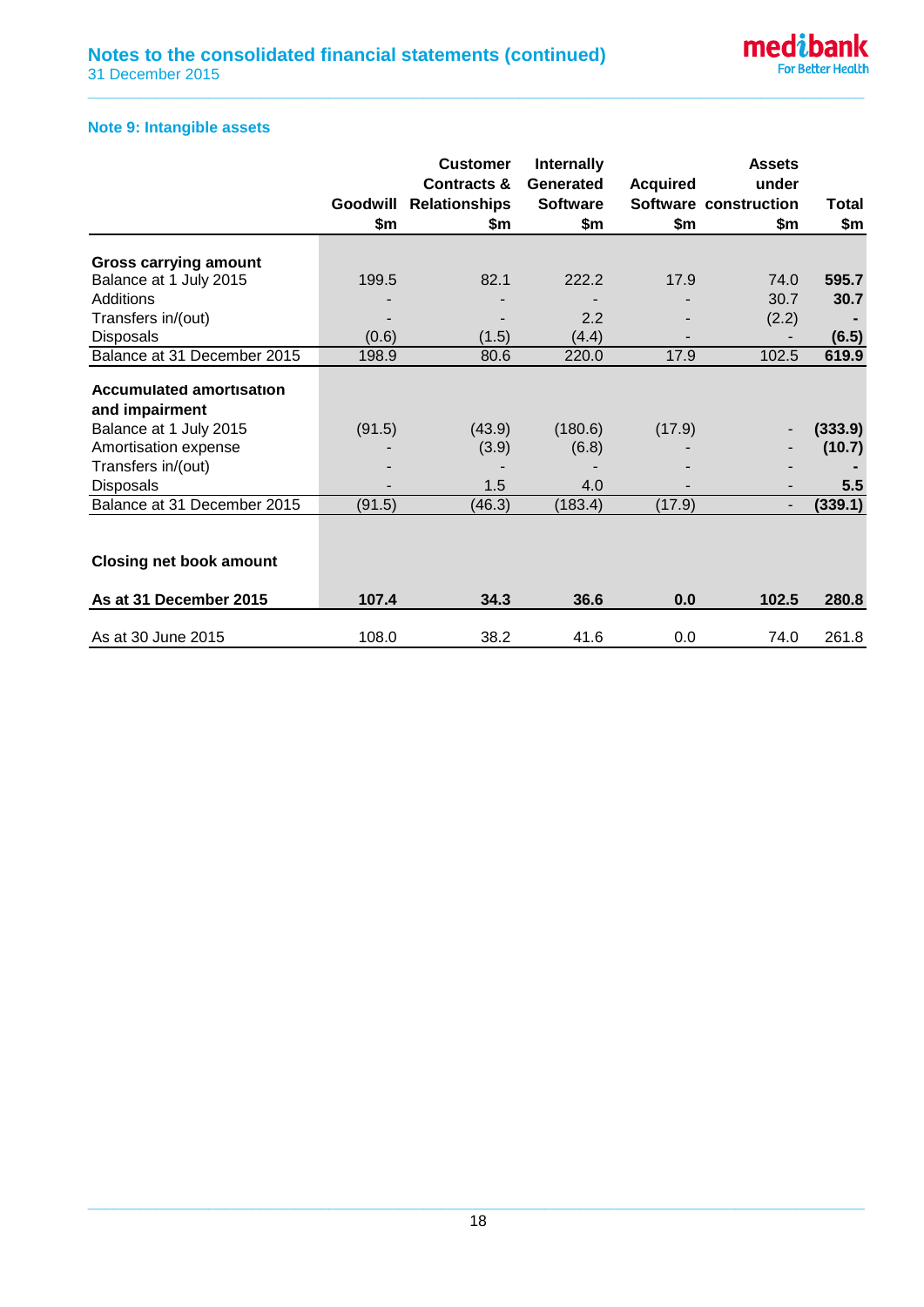## Note 9: Intangible assets

| | Goodwill $m | Customer Contracts & Relationships $m | Internally Generated Software $m | Acquired Software $m | Assets under construction $m | Total $m |
|---|---|---|---|---|---|---|
| **Gross carrying amount** | | | | | | |
| Balance at 1 July 2015 | 199.5 | 82.1 | 222.2 | 17.9 | 74.0 | **595.7** |
| Additions | - | - | - | - | 30.7 | **30.7** |
| Transfers in/(out) | - | - | 2.2 | - | (2.2) | **-** |
| Disposals | (0.6) | (1.5) | (4.4) | - | - | **(6.5)** |
| Balance at 31 December 2015 | 198.9 | 80.6 | 220.0 | 17.9 | 102.5 | **619.9** |
| **Accumulated amortisation and impairment** | | | | | | |
| Balance at 1 July 2015 | (91.5) | (43.9) | (180.6) | (17.9) | - | **(333.9)** |
| Amortisation expense | - | (3.9) | (6.8) | - | - | **(10.7)** |
| Transfers in/(out) | - | - | - | - | - | **-** |
| Disposals | - | 1.5 | 4.0 | - | - | **5.5** |
| Balance at 31 December 2015 | (91.5) | (46.3) | (183.4) | (17.9) | - | **(339.1)** |
| **Closing net book amount** | | | | | | |
| **As at 31 December 2015** | **107.4** | **34.3** | **36.6** | **0.0** | **102.5** | **280.8** |
| As at 30 June 2015 | 108.0 | 38.2 | 41.6 | 0.0 | 74.0 | 261.8 |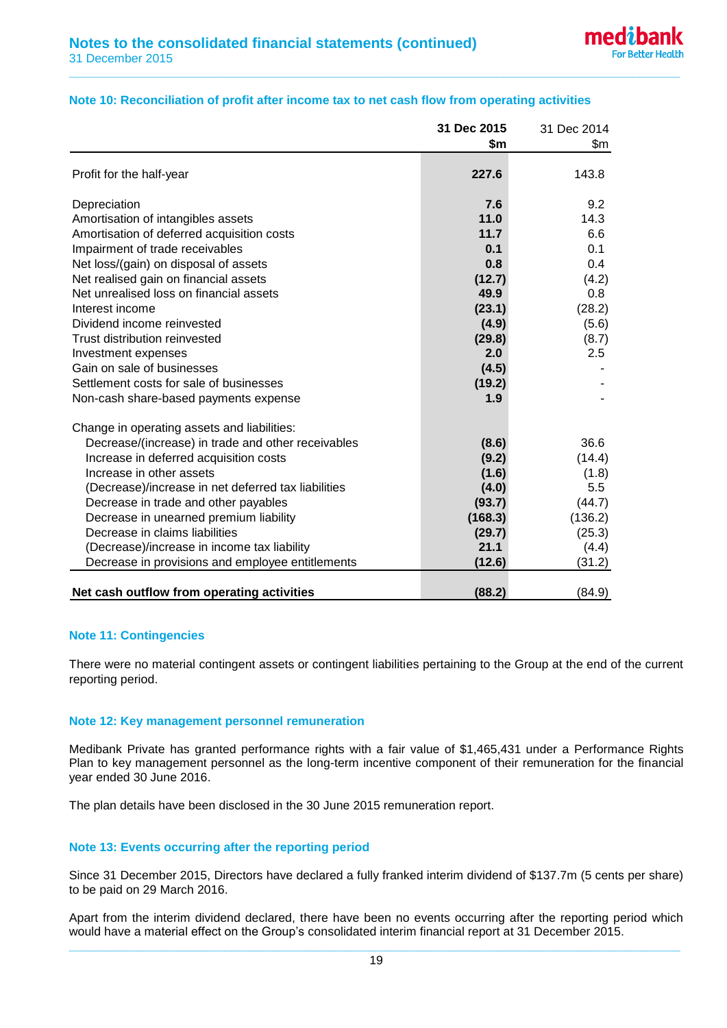## Note 10: Reconciliation of profit after income tax to net cash flow from operating activities

| | 31 Dec 2015 $m | 31 Dec 2014 $m |
|---|---|---|
| Profit for the half-year | **227.6** | 143.8 |
| | | |
| Depreciation | **7.6** | 9.2 |
| Amortisation of intangibles assets | **11.0** | 14.3 |
| Amortisation of deferred acquisition costs | **11.7** | 6.6 |
| Impairment of trade receivables | **0.1** | 0.1 |
| Net loss/(gain) on disposal of assets | **0.8** | 0.4 |
| Net realised gain on financial assets | **(12.7)** | (4.2) |
| Net unrealised loss on financial assets | **49.9** | 0.8 |
| Interest income | **(23.1)** | (28.2) |
| Dividend income reinvested | **(4.9)** | (5.6) |
| Trust distribution reinvested | **(29.8)** | (8.7) |
| Investment expenses | **2.0** | 2.5 |
| Gain on sale of businesses | **(4.5)** | - |
| Settlement costs for sale of businesses | **(19.2)** | - |
| Non-cash share-based payments expense | **1.9** | - |
| | | |
| Change in operating assets and liabilities: | | |
| Decrease/(increase) in trade and other receivables | **(8.6)** | 36.6 |
| Increase in deferred acquisition costs | **(9.2)** | (14.4) |
| Increase in other assets | **(1.6)** | (1.8) |
| (Decrease)/increase in net deferred tax liabilities | **(4.0)** | 5.5 |
| Decrease in trade and other payables | **(93.7)** | (44.7) |
| Decrease in unearned premium liability | **(168.3)** | (136.2) |
| Decrease in claims liabilities | **(29.7)** | (25.3) |
| (Decrease)/increase in income tax liability | **21.1** | (4.4) |
| Decrease in provisions and employee entitlements | **(12.6)** | (31.2) |
| **Net cash outflow from operating activities** | **(88.2)** | (84.9) |

## Note 11: Contingencies

There were no material contingent assets or contingent liabilities pertaining to the Group at the end of the current reporting period.

## Note 12: Key management personnel remuneration

Medibank Private has granted performance rights with a fair value of $1,465,431 under a Performance Rights Plan to key management personnel as the long-term incentive component of their remuneration for the financial year ended 30 June 2016.

The plan details have been disclosed in the 30 June 2015 remuneration report.

## Note 13: Events occurring after the reporting period

Since 31 December 2015, Directors have declared a fully franked interim dividend of $137.7m (5 cents per share) to be paid on 29 March 2016.

Apart from the interim dividend declared, there have been no events occurring after the reporting period which would have a material effect on the Group's consolidated interim financial report at 31 December 2015.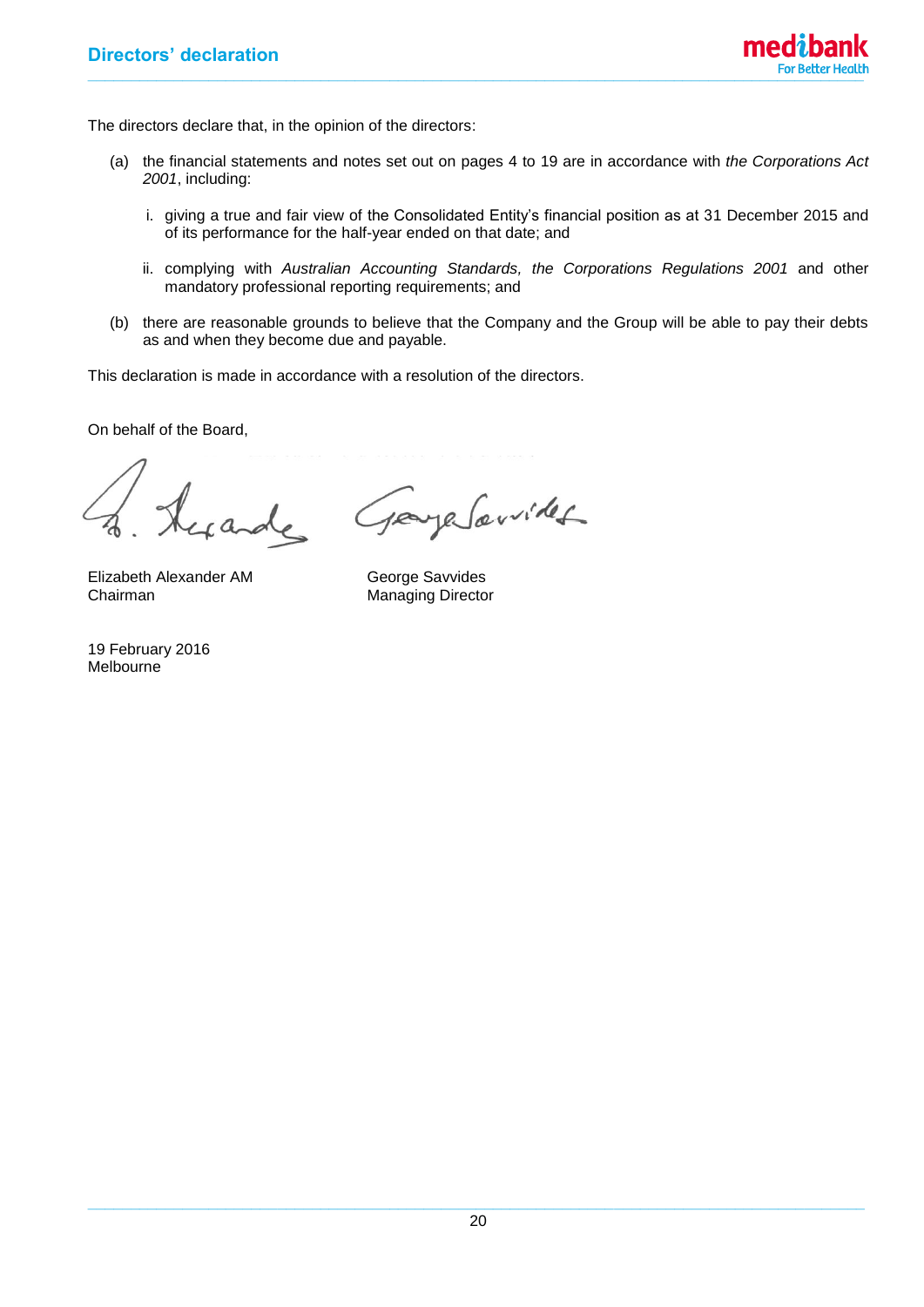# Directors' declaration

The directors declare that, in the opinion of the directors:

(a) the financial statements and notes set out on pages 4 to 19 are in accordance with *the Corporations Act 2001*, including:

   i. giving a true and fair view of the Consolidated Entity's financial position as at 31 December 2015 and of its performance for the half-year ended on that date; and

   ii. complying with *Australian Accounting Standards, the Corporations Regulations 2001* and other mandatory professional reporting requirements; and

(b) there are reasonable grounds to believe that the Company and the Group will be able to pay their debts as and when they become due and payable.

This declaration is made in accordance with a resolution of the directors.

On behalf of the Board,

| | |
|---|---|
| Elizabeth Alexander AM | George Savvides |
| Chairman | Managing Director |

19 February 2016
Melbourne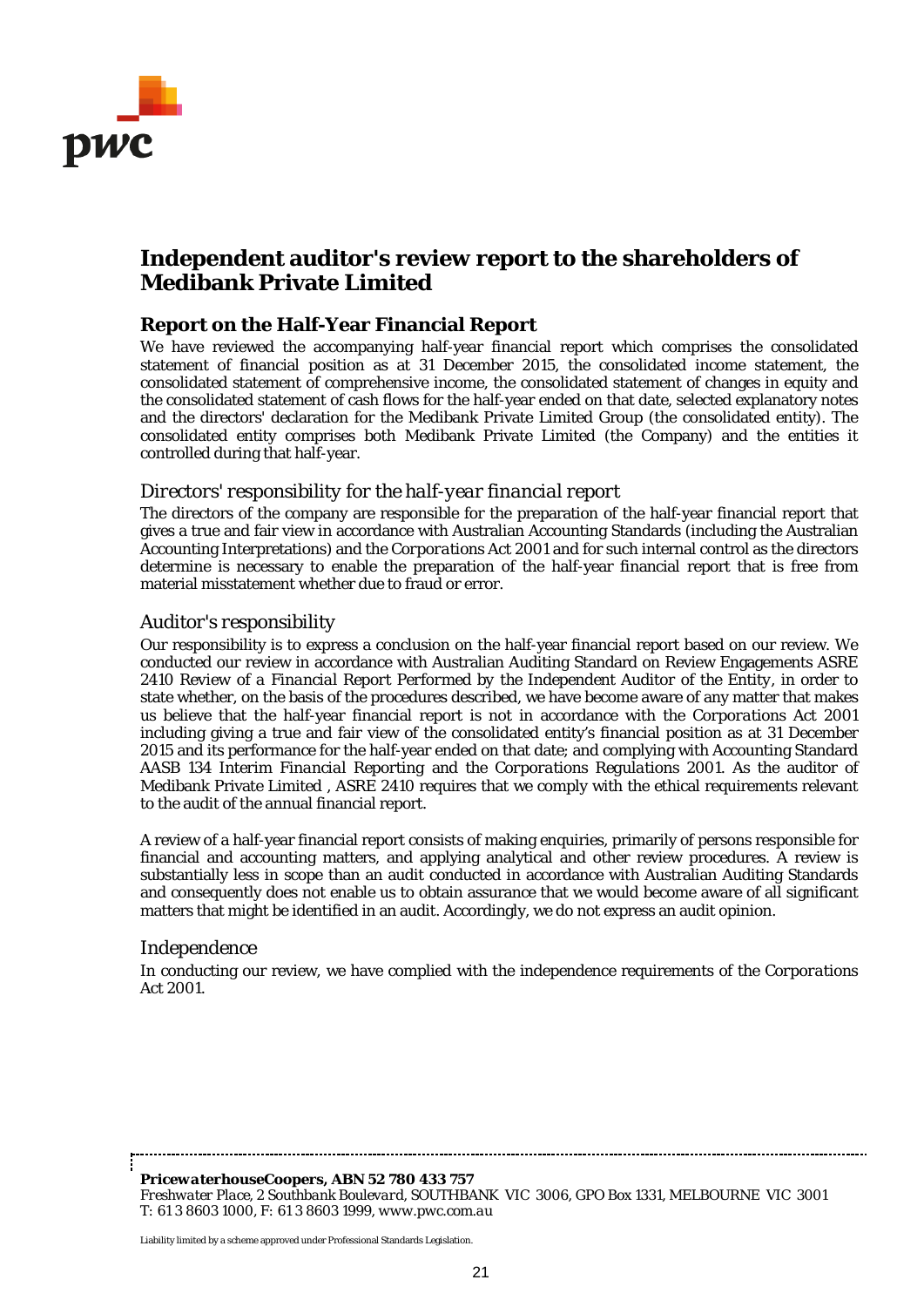# Independent auditor's review report to the shareholders of Medibank Private Limited

## Report on the Half-Year Financial Report

We have reviewed the accompanying half-year financial report which comprises the consolidated statement of financial position as at 31 December 2015, the consolidated income statement, the consolidated statement of comprehensive income, the consolidated statement of changes in equity and the consolidated statement of cash flows for the half-year ended on that date, selected explanatory notes and the directors' declaration for the Medibank Private Limited Group (the consolidated entity). The consolidated entity comprises both Medibank Private Limited (the Company) and the entities it controlled during that half-year.

### *Directors' responsibility for the half-year financial report*

The directors of the company are responsible for the preparation of the half-year financial report that gives a true and fair view in accordance with Australian Accounting Standards (including the Australian Accounting Interpretations) and the *Corporations Act 2001* and for such internal control as the directors determine is necessary to enable the preparation of the half-year financial report that is free from material misstatement whether due to fraud or error.

### *Auditor's responsibility*

Our responsibility is to express a conclusion on the half-year financial report based on our review. We conducted our review in accordance with Australian Auditing Standard on Review Engagements ASRE 2410 *Review of a Financial Report Performed by the Independent Auditor of the Entity*, in order to state whether, on the basis of the procedures described, we have become aware of any matter that makes us believe that the half-year financial report is not in accordance with the *Corporations Act 2001* including giving a true and fair view of the consolidated entity's financial position as at 31 December 2015 and its performance for the half-year ended on that date; and complying with Accounting Standard AASB 134 *Interim Financial Reporting* and the *Corporations Regulations 2001*. As the auditor of Medibank Private Limited , ASRE 2410 requires that we comply with the ethical requirements relevant to the audit of the annual financial report.

A review of a half-year financial report consists of making enquiries, primarily of persons responsible for financial and accounting matters, and applying analytical and other review procedures. A review is substantially less in scope than an audit conducted in accordance with Australian Auditing Standards and consequently does not enable us to obtain assurance that we would become aware of all significant matters that might be identified in an audit. Accordingly, we do not express an audit opinion.

### *Independence*

In conducting our review, we have complied with the independence requirements of the *Corporations Act 2001*.

***PricewaterhouseCoopers, ABN 52 780 433 757***
*Freshwater Place, 2 Southbank Boulevard, SOUTHBANK VIC 3006, GPO Box 1331, MELBOURNE VIC 3001*
*T: 61 3 8603 1000, F: 61 3 8603 1999, www.pwc.com.au*

Liability limited by a scheme approved under Professional Standards Legislation.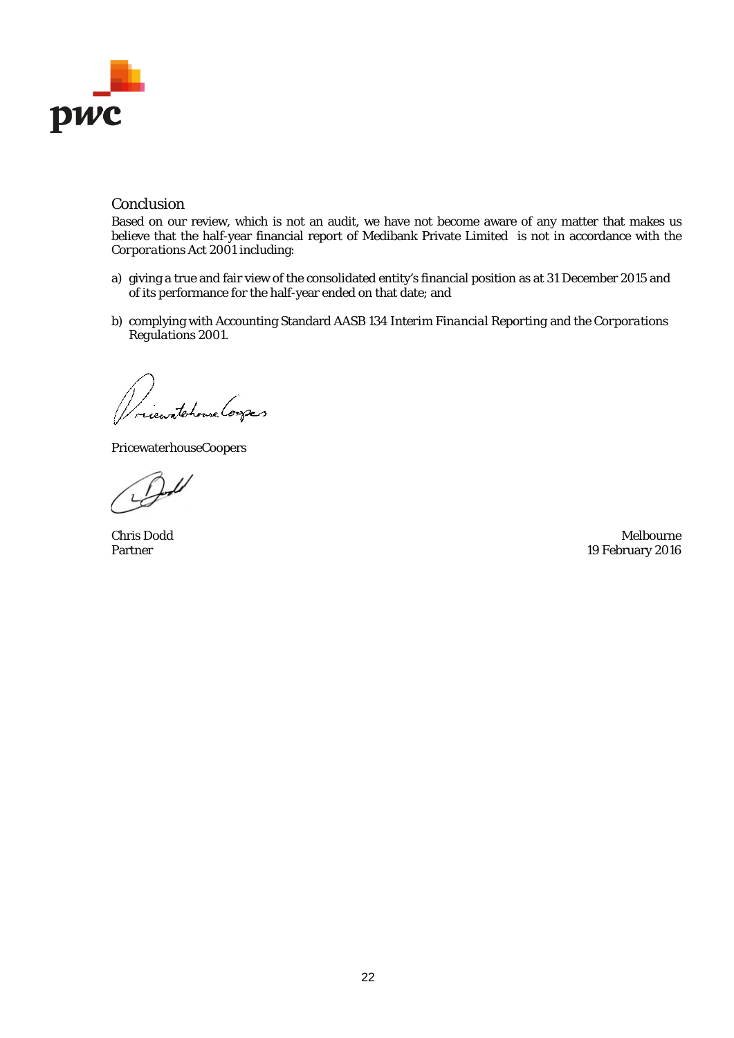## Conclusion

Based on our review, which is not an audit, we have not become aware of any matter that makes us believe that the half-year financial report of Medibank Private Limited is not in accordance with the *Corporations Act 2001* including:

a) giving a true and fair view of the consolidated entity's financial position as at 31 December 2015 and of its performance for the half-year ended on that date; and

b) complying with Accounting Standard AASB 134 *Interim Financial Reporting* and the *Corporations Regulations 2001*.

PricewaterhouseCoopers

Chris Dodd
Partner

Melbourne
19 February 2016